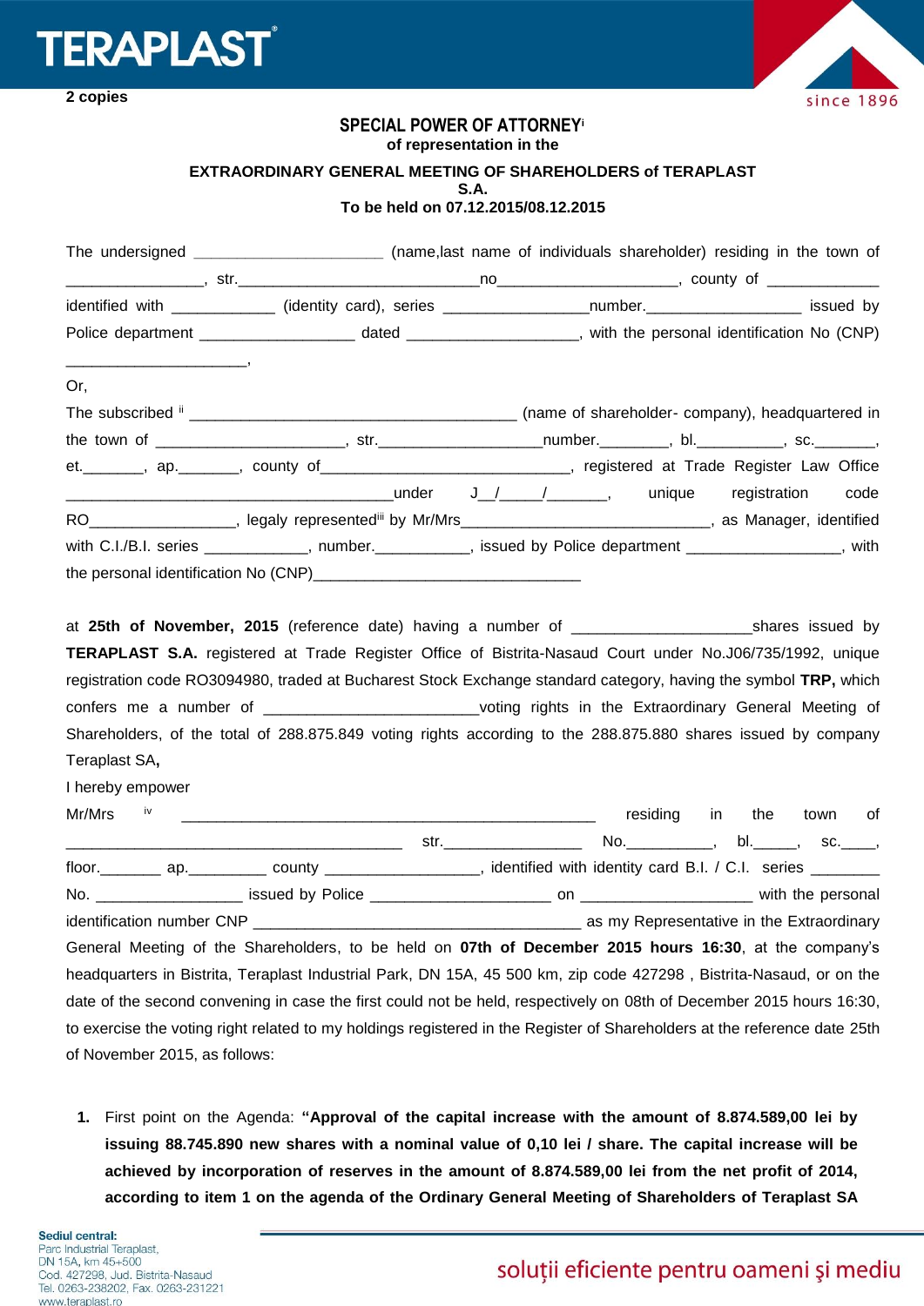**2 copies**

## SPECIAL POWER OF ATTORNEY[i]

**of representation in the**

**EXTRAORDINARY GENERAL MEETING OF SHAREHOLDERS of TERAPLAST S.A.**

**To be held on 07.12.2015/08.12.2015**

The undersigned ______________________ (name,last name of individuals shareholder) residing in the town of ________________, str.____________________________no_____________________, county of _____________ identified with ____________ (identity card), series _________________number.__________________ issued by Police department __________________ dated ____________________, with the personal identification No (CNP) _____________________,

Or,

The subscribed [ii] ______________________________________ (name of shareholder- company), headquartered in the town of ______________________, str.____________________number.________, bl.__________, sc._______, et._______, ap._______, county of______________________________, registered at Trade Register Law Office ______________________________________under J__/_____/_______, unique registration code RO_________________, legaly represented[iii] by Mr/Mrs_____________________________, as Manager, identified with C.I./B.I. series ____________, number.___________, issued by Police department __________________, with the personal identification No (CNP)________________________________

at **25th of November, 2015** (reference date) having a number of ____________________shares issued by **TERAPLAST S.A.** registered at Trade Register Office of Bistrita-Nasaud Court under No.J06/735/1992, unique registration code RO3094980, traded at Bucharest Stock Exchange standard category, having the symbol **TRP,** which confers me a number of _________________________voting rights in the Extraordinary General Meeting of Shareholders, of the total of 288.875.849 voting rights according to the 288.875.880 shares issued by company Teraplast SA**,**

I hereby empower

Mr/Mrs [iv] ________________________________________________ residing in the town of _______________________________________ str.________________ No.__________, bl._____, sc.____, floor._______ ap._________ county __________________, identified with identity card B.I. / C.I. series ________ No. _________________ issued by Police _____________________ on ____________________ with the personal identification number CNP ______________________________________ as my Representative in the Extraordinary General Meeting of the Shareholders, to be held on **07th of December 2015 hours 16:30**, at the company's headquarters in Bistrita, Teraplast Industrial Park, DN 15A, 45 500 km, zip code 427298 , Bistrita-Nasaud, or on the date of the second convening in case the first could not be held, respectively on 08th of December 2015 hours 16:30, to exercise the voting right related to my holdings registered in the Register of Shareholders at the reference date 25th of November 2015, as follows:

1. First point on the Agenda: **"Approval of the capital increase with the amount of 8.874.589,00 lei by issuing 88.745.890 new shares with a nominal value of 0,10 lei / share. The capital increase will be achieved by incorporation of reserves in the amount of 8.874.589,00 lei from the net profit of 2014, according to item 1 on the agenda of the Ordinary General Meeting of Shareholders of Teraplast SA**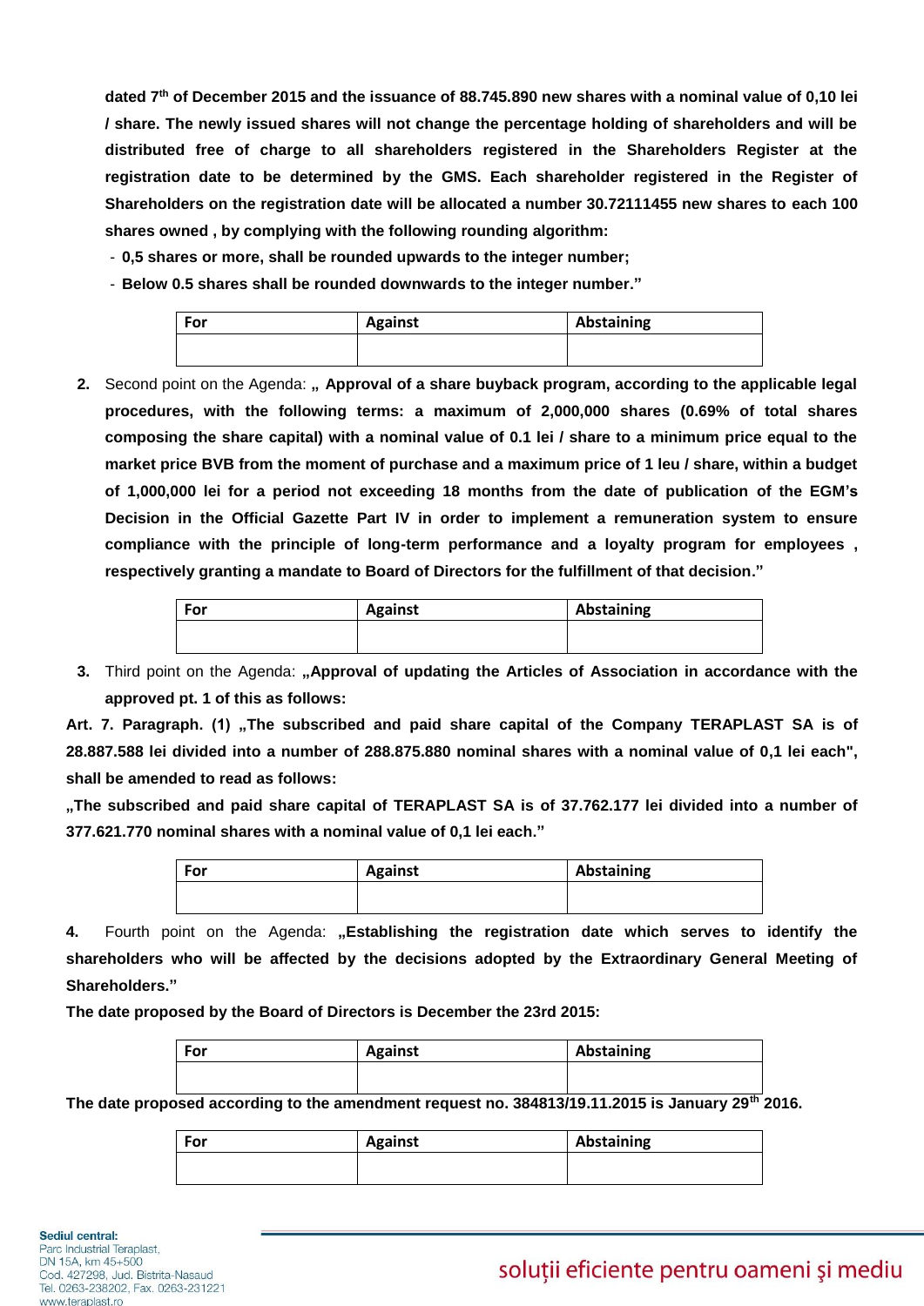**dated 7th of December 2015 and the issuance of 88.745.890 new shares with a nominal value of 0,10 lei / share. The newly issued shares will not change the percentage holding of shareholders and will be distributed free of charge to all shareholders registered in the Shareholders Register at the registration date to be determined by the GMS. Each shareholder registered in the Register of Shareholders on the registration date will be allocated a number 30.72111455 new shares to each 100 shares owned , by complying with the following rounding algorithm:**

- **0,5 shares or more, shall be rounded upwards to the integer number;**
- **Below 0.5 shares shall be rounded downwards to the integer number."**

| For | Against | Abstaining |
|---|---|---|
| | | |

2. Second point on the Agenda: **„ Approval of a share buyback program, according to the applicable legal procedures, with the following terms: a maximum of 2,000,000 shares (0.69% of total shares composing the share capital) with a nominal value of 0.1 lei / share to a minimum price equal to the market price BVB from the moment of purchase and a maximum price of 1 leu / share, within a budget of 1,000,000 lei for a period not exceeding 18 months from the date of publication of the EGM's Decision in the Official Gazette Part IV in order to implement a remuneration system to ensure compliance with the principle of long-term performance and a loyalty program for employees , respectively granting a mandate to Board of Directors for the fulfillment of that decision."**

| For | Against | Abstaining |
|---|---|---|
| | | |

3. Third point on the Agenda: **„Approval of updating the Articles of Association in accordance with the approved pt. 1 of this as follows:**

**Art. 7. Paragraph. (1) „The subscribed and paid share capital of the Company TERAPLAST SA is of 28.887.588 lei divided into a number of 288.875.880 nominal shares with a nominal value of 0,1 lei each", shall be amended to read as follows:**

**„The subscribed and paid share capital of TERAPLAST SA is of 37.762.177 lei divided into a number of 377.621.770 nominal shares with a nominal value of 0,1 lei each."**

| For | Against | Abstaining |
|---|---|---|
| | | |

4. Fourth point on the Agenda: **„Establishing the registration date which serves to identify the shareholders who will be affected by the decisions adopted by the Extraordinary General Meeting of Shareholders."**

**The date proposed by the Board of Directors is December the 23rd 2015:**

| For | Against | Abstaining |
|---|---|---|
| | | |

**The date proposed according to the amendment request no. 384813/19.11.2015 is January 29th 2016.**

| For | Against | Abstaining |
|---|---|---|
| | | |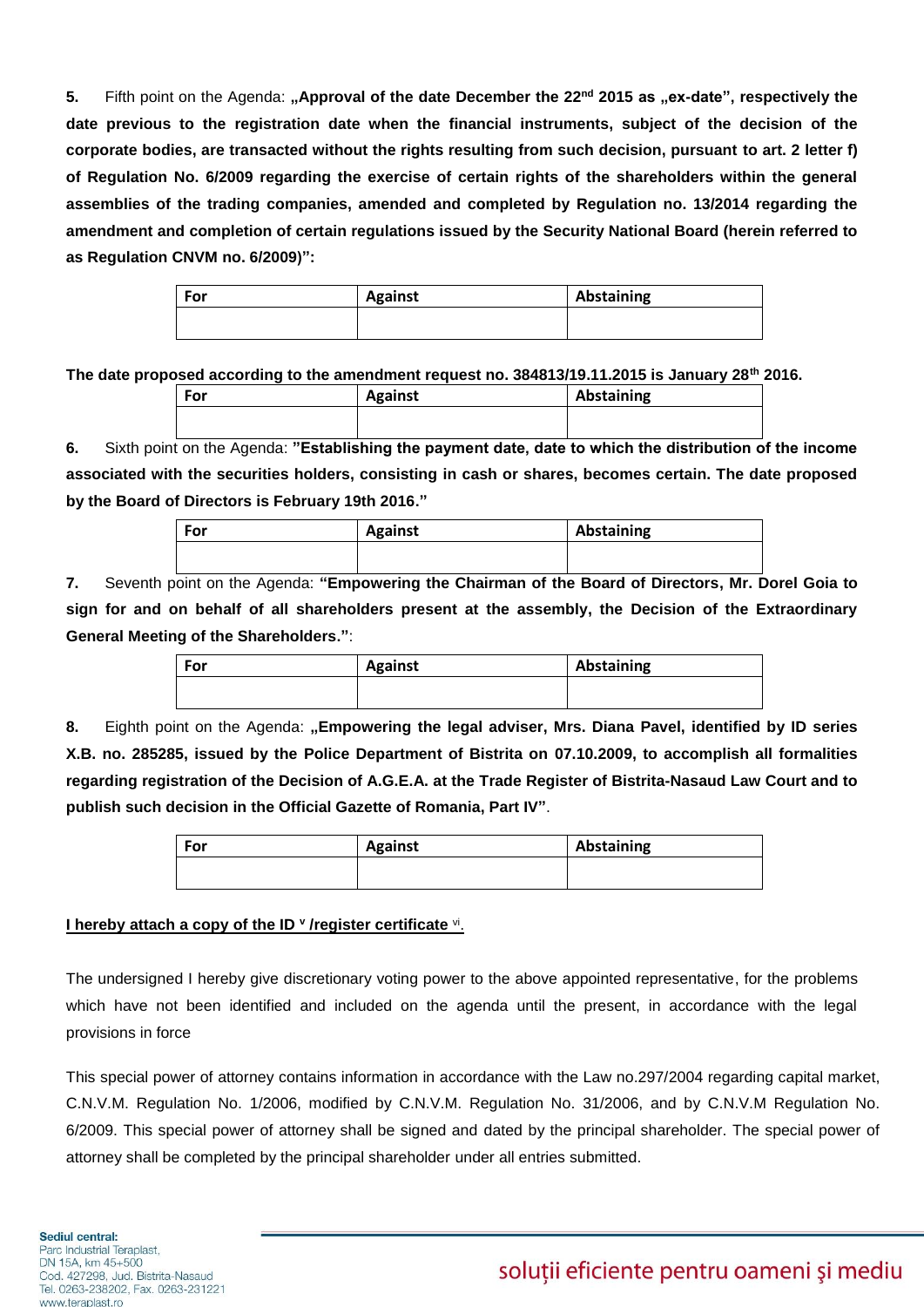5. Fifth point on the Agenda: **„Approval of the date December the 22nd 2015 as „ex-date", respectively the date previous to the registration date when the financial instruments, subject of the decision of the corporate bodies, are transacted without the rights resulting from such decision, pursuant to art. 2 letter f) of Regulation No. 6/2009 regarding the exercise of certain rights of the shareholders within the general assemblies of the trading companies, amended and completed by Regulation no. 13/2014 regarding the amendment and completion of certain regulations issued by the Security National Board (herein referred to as Regulation CNVM no. 6/2009)":**

| For | Against | Abstaining |
|---|---|---|
| | | |

**The date proposed according to the amendment request no. 384813/19.11.2015 is January 28th 2016.**

| For | Against | Abstaining |
|---|---|---|
| | | |

6. Sixth point on the Agenda: **"Establishing the payment date, date to which the distribution of the income associated with the securities holders, consisting in cash or shares, becomes certain. The date proposed by the Board of Directors is February 19th 2016."**

| For | Against | Abstaining |
|---|---|---|
| | | |

7. Seventh point on the Agenda: **"Empowering the Chairman of the Board of Directors, Mr. Dorel Goia to sign for and on behalf of all shareholders present at the assembly, the Decision of the Extraordinary General Meeting of the Shareholders."**:

| For | Against | Abstaining |
|---|---|---|
| | | |

8. Eighth point on the Agenda: **„Empowering the legal adviser, Mrs. Diana Pavel, identified by ID series X.B. no. 285285, issued by the Police Department of Bistrita on 07.10.2009, to accomplish all formalities regarding registration of the Decision of A.G.E.A. at the Trade Register of Bistrita-Nasaud Law Court and to publish such decision in the Official Gazette of Romania, Part IV"**.

| For | Against | Abstaining |
|---|---|---|
| | | |

**I hereby attach a copy of the ID [v] /register certificate [vi].**

The undersigned I hereby give discretionary voting power to the above appointed representative, for the problems which have not been identified and included on the agenda until the present, in accordance with the legal provisions in force

This special power of attorney contains information in accordance with the Law no.297/2004 regarding capital market, C.N.V.M. Regulation No. 1/2006, modified by C.N.V.M. Regulation No. 31/2006, and by C.N.V.M Regulation No. 6/2009. This special power of attorney shall be signed and dated by the principal shareholder. The special power of attorney shall be completed by the principal shareholder under all entries submitted.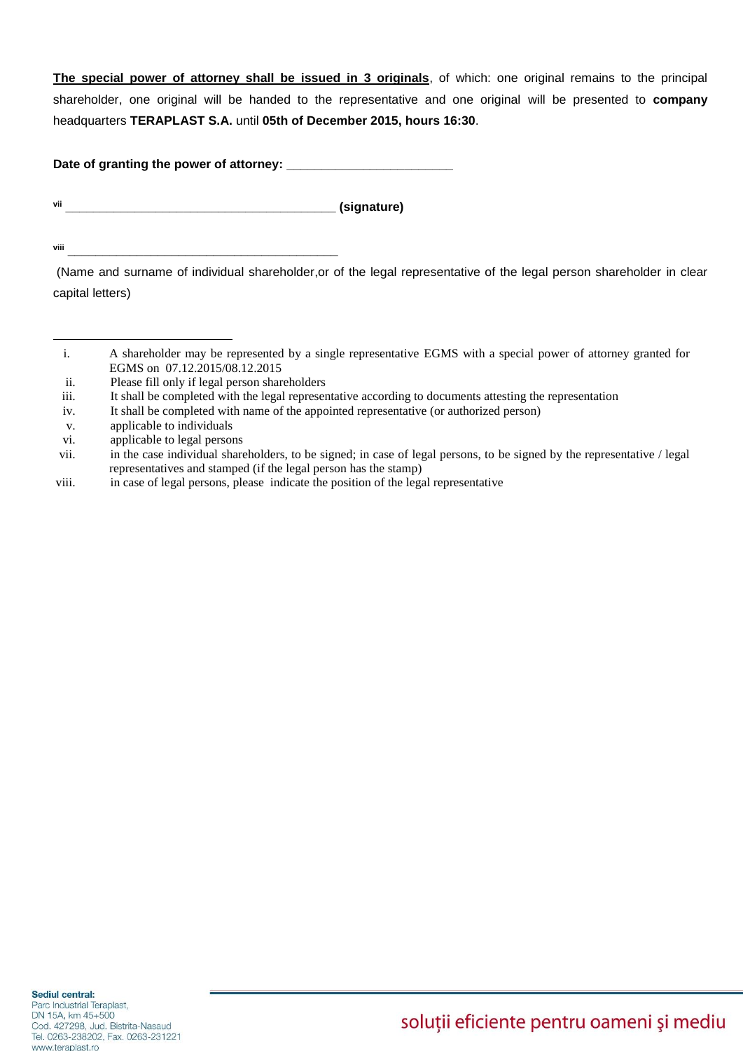**<u>The special power of attorney shall be issued in 3 originals</u>**, of which: one original remains to the principal shareholder, one original will be handed to the representative and one original will be presented to **company** headquarters **TERAPLAST S.A.** until **05th of December 2015, hours 16:30**.

**Date of granting the power of attorney: ________________________**

[vii] ________________________________________ **(signature)**

[viii] ________________________________________

(Name and surname of individual shareholder,or of the legal representative of the legal person shareholder in clear capital letters)

---

i. A shareholder may be represented by a single representative EGMS with a special power of attorney granted for EGMS on 07.12.2015/08.12.2015

ii. Please fill only if legal person shareholders

iii. It shall be completed with the legal representative according to documents attesting the representation

iv. It shall be completed with name of the appointed representative (or authorized person)

v. applicable to individuals

vi. applicable to legal persons

vii. in the case individual shareholders, to be signed; in case of legal persons, to be signed by the representative / legal representatives and stamped (if the legal person has the stamp)

viii. in case of legal persons, please indicate the position of the legal representative

**Sediul central:**
Parc Industrial Teraplast,
DN 15A, km 45+500
Cod. 427298, Jud. Bistrita-Nasaud
Tel. 0263-238202, Fax. 0263-231221
www.teraplast.ro

soluții eficiente pentru oameni şi mediu